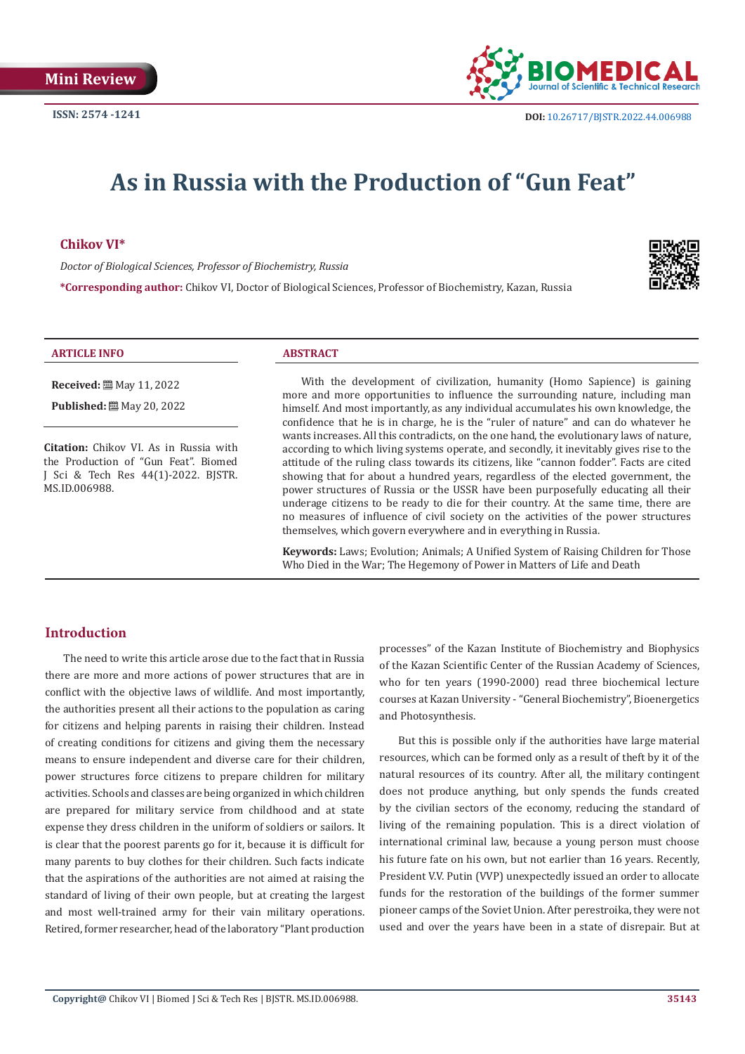Mini Review

ISSN: 2574 -1241

DOI: 10.26717/BJSTR.2022.44.006988

# As in Russia with the Production of "Gun Feat"

**Chikov VI***

*Doctor of Biological Sciences, Professor of Biochemistry, Russia*

***Corresponding author:** Chikov VI, Doctor of Biological Sciences, Professor of Biochemistry, Kazan, Russia

**ARTICLE INFO**

**Received:** May 11, 2022

**Published:** May 20, 2022

**Citation:** Chikov VI. As in Russia with the Production of "Gun Feat". Biomed J Sci & Tech Res 44(1)-2022. BJSTR. MS.ID.006988.

**ABSTRACT**

With the development of civilization, humanity (Homo Sapience) is gaining more and more opportunities to influence the surrounding nature, including man himself. And most importantly, as any individual accumulates his own knowledge, the confidence that he is in charge, he is the "ruler of nature" and can do whatever he wants increases. All this contradicts, on the one hand, the evolutionary laws of nature, according to which living systems operate, and secondly, it inevitably gives rise to the attitude of the ruling class towards its citizens, like "cannon fodder". Facts are cited showing that for about a hundred years, regardless of the elected government, the power structures of Russia or the USSR have been purposefully educating all their underage citizens to be ready to die for their country. At the same time, there are no measures of influence of civil society on the activities of the power structures themselves, which govern everywhere and in everything in Russia.

**Keywords:** Laws; Evolution; Animals; A Unified System of Raising Children for Those Who Died in the War; The Hegemony of Power in Matters of Life and Death

## Introduction

The need to write this article arose due to the fact that in Russia there are more and more actions of power structures that are in conflict with the objective laws of wildlife. And most importantly, the authorities present all their actions to the population as caring for citizens and helping parents in raising their children. Instead of creating conditions for citizens and giving them the necessary means to ensure independent and diverse care for their children, power structures force citizens to prepare children for military activities. Schools and classes are being organized in which children are prepared for military service from childhood and at state expense they dress children in the uniform of soldiers or sailors. It is clear that the poorest parents go for it, because it is difficult for many parents to buy clothes for their children. Such facts indicate that the aspirations of the authorities are not aimed at raising the standard of living of their own people, but at creating the largest and most well-trained army for their vain military operations. Retired, former researcher, head of the laboratory "Plant production processes" of the Kazan Institute of Biochemistry and Biophysics of the Kazan Scientific Center of the Russian Academy of Sciences, who for ten years (1990-2000) read three biochemical lecture courses at Kazan University - "General Biochemistry", Bioenergetics and Photosynthesis.

But this is possible only if the authorities have large material resources, which can be formed only as a result of theft by it of the natural resources of its country. After all, the military contingent does not produce anything, but only spends the funds created by the civilian sectors of the economy, reducing the standard of living of the remaining population. This is a direct violation of international criminal law, because a young person must choose his future fate on his own, but not earlier than 16 years. Recently, President V.V. Putin (VVP) unexpectedly issued an order to allocate funds for the restoration of the buildings of the former summer pioneer camps of the Soviet Union. After perestroika, they were not used and over the years have been in a state of disrepair. But at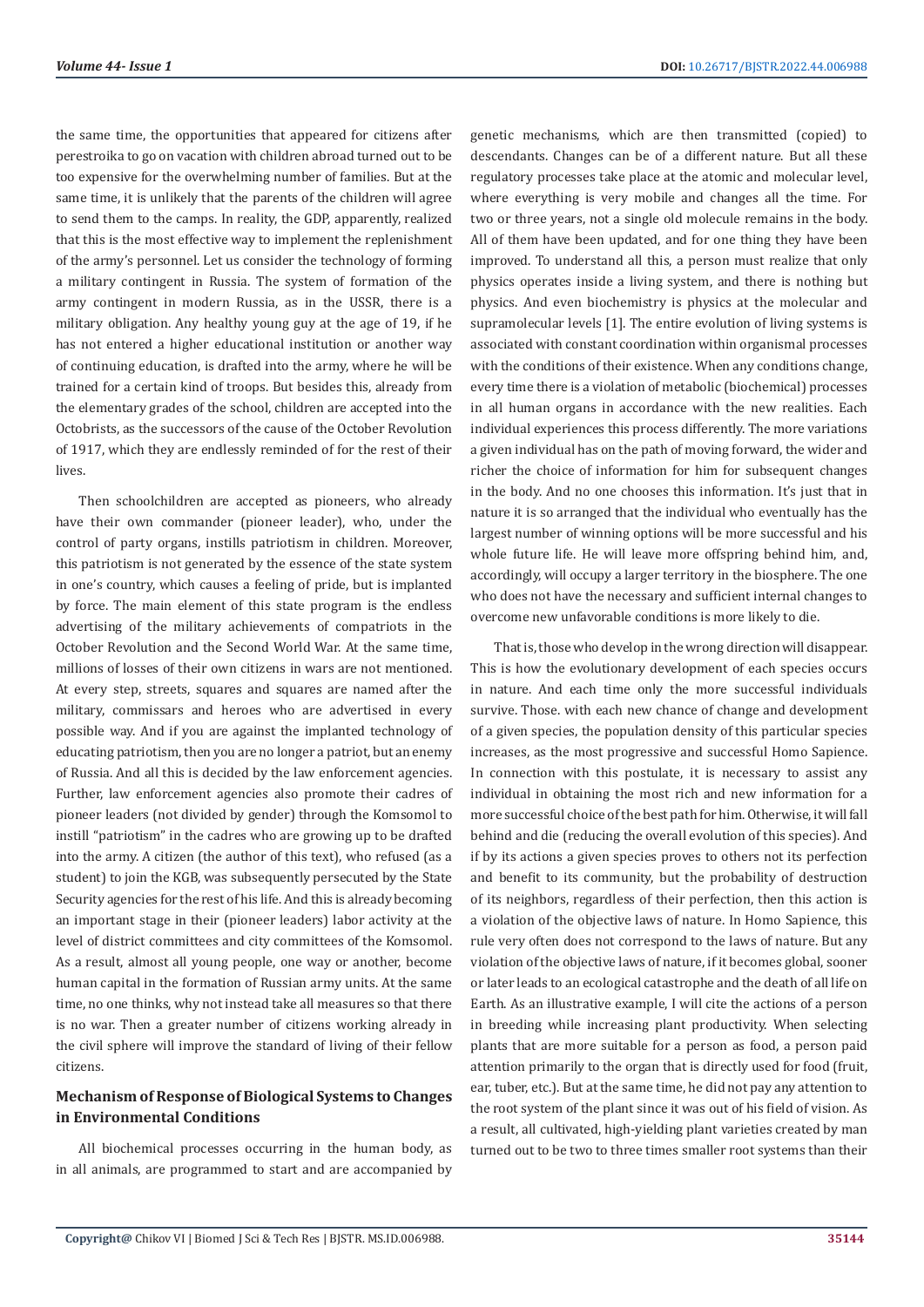the same time, the opportunities that appeared for citizens after perestroika to go on vacation with children abroad turned out to be too expensive for the overwhelming number of families. But at the same time, it is unlikely that the parents of the children will agree to send them to the camps. In reality, the GDP, apparently, realized that this is the most effective way to implement the replenishment of the army's personnel. Let us consider the technology of forming a military contingent in Russia. The system of formation of the army contingent in modern Russia, as in the USSR, there is a military obligation. Any healthy young guy at the age of 19, if he has not entered a higher educational institution or another way of continuing education, is drafted into the army, where he will be trained for a certain kind of troops. But besides this, already from the elementary grades of the school, children are accepted into the Octobrists, as the successors of the cause of the October Revolution of 1917, which they are endlessly reminded of for the rest of their lives.

Then schoolchildren are accepted as pioneers, who already have their own commander (pioneer leader), who, under the control of party organs, instills patriotism in children. Moreover, this patriotism is not generated by the essence of the state system in one's country, which causes a feeling of pride, but is implanted by force. The main element of this state program is the endless advertising of the military achievements of compatriots in the October Revolution and the Second World War. At the same time, millions of losses of their own citizens in wars are not mentioned. At every step, streets, squares and squares are named after the military, commissars and heroes who are advertised in every possible way. And if you are against the implanted technology of educating patriotism, then you are no longer a patriot, but an enemy of Russia. And all this is decided by the law enforcement agencies. Further, law enforcement agencies also promote their cadres of pioneer leaders (not divided by gender) through the Komsomol to instill "patriotism" in the cadres who are growing up to be drafted into the army. A citizen (the author of this text), who refused (as a student) to join the KGB, was subsequently persecuted by the State Security agencies for the rest of his life. And this is already becoming an important stage in their (pioneer leaders) labor activity at the level of district committees and city committees of the Komsomol. As a result, almost all young people, one way or another, become human capital in the formation of Russian army units. At the same time, no one thinks, why not instead take all measures so that there is no war. Then a greater number of citizens working already in the civil sphere will improve the standard of living of their fellow citizens.

## Mechanism of Response of Biological Systems to Changes in Environmental Conditions

All biochemical processes occurring in the human body, as in all animals, are programmed to start and are accompanied by genetic mechanisms, which are then transmitted (copied) to descendants. Changes can be of a different nature. But all these regulatory processes take place at the atomic and molecular level, where everything is very mobile and changes all the time. For two or three years, not a single old molecule remains in the body. All of them have been updated, and for one thing they have been improved. To understand all this, a person must realize that only physics operates inside a living system, and there is nothing but physics. And even biochemistry is physics at the molecular and supramolecular levels [1]. The entire evolution of living systems is associated with constant coordination within organismal processes with the conditions of their existence. When any conditions change, every time there is a violation of metabolic (biochemical) processes in all human organs in accordance with the new realities. Each individual experiences this process differently. The more variations a given individual has on the path of moving forward, the wider and richer the choice of information for him for subsequent changes in the body. And no one chooses this information. It's just that in nature it is so arranged that the individual who eventually has the largest number of winning options will be more successful and his whole future life. He will leave more offspring behind him, and, accordingly, will occupy a larger territory in the biosphere. The one who does not have the necessary and sufficient internal changes to overcome new unfavorable conditions is more likely to die.

That is, those who develop in the wrong direction will disappear. This is how the evolutionary development of each species occurs in nature. And each time only the more successful individuals survive. Those. with each new chance of change and development of a given species, the population density of this particular species increases, as the most progressive and successful Homo Sapience. In connection with this postulate, it is necessary to assist any individual in obtaining the most rich and new information for a more successful choice of the best path for him. Otherwise, it will fall behind and die (reducing the overall evolution of this species). And if by its actions a given species proves to others not its perfection and benefit to its community, but the probability of destruction of its neighbors, regardless of their perfection, then this action is a violation of the objective laws of nature. In Homo Sapience, this rule very often does not correspond to the laws of nature. But any violation of the objective laws of nature, if it becomes global, sooner or later leads to an ecological catastrophe and the death of all life on Earth. As an illustrative example, I will cite the actions of a person in breeding while increasing plant productivity. When selecting plants that are more suitable for a person as food, a person paid attention primarily to the organ that is directly used for food (fruit, ear, tuber, etc.). But at the same time, he did not pay any attention to the root system of the plant since it was out of his field of vision. As a result, all cultivated, high-yielding plant varieties created by man turned out to be two to three times smaller root systems than their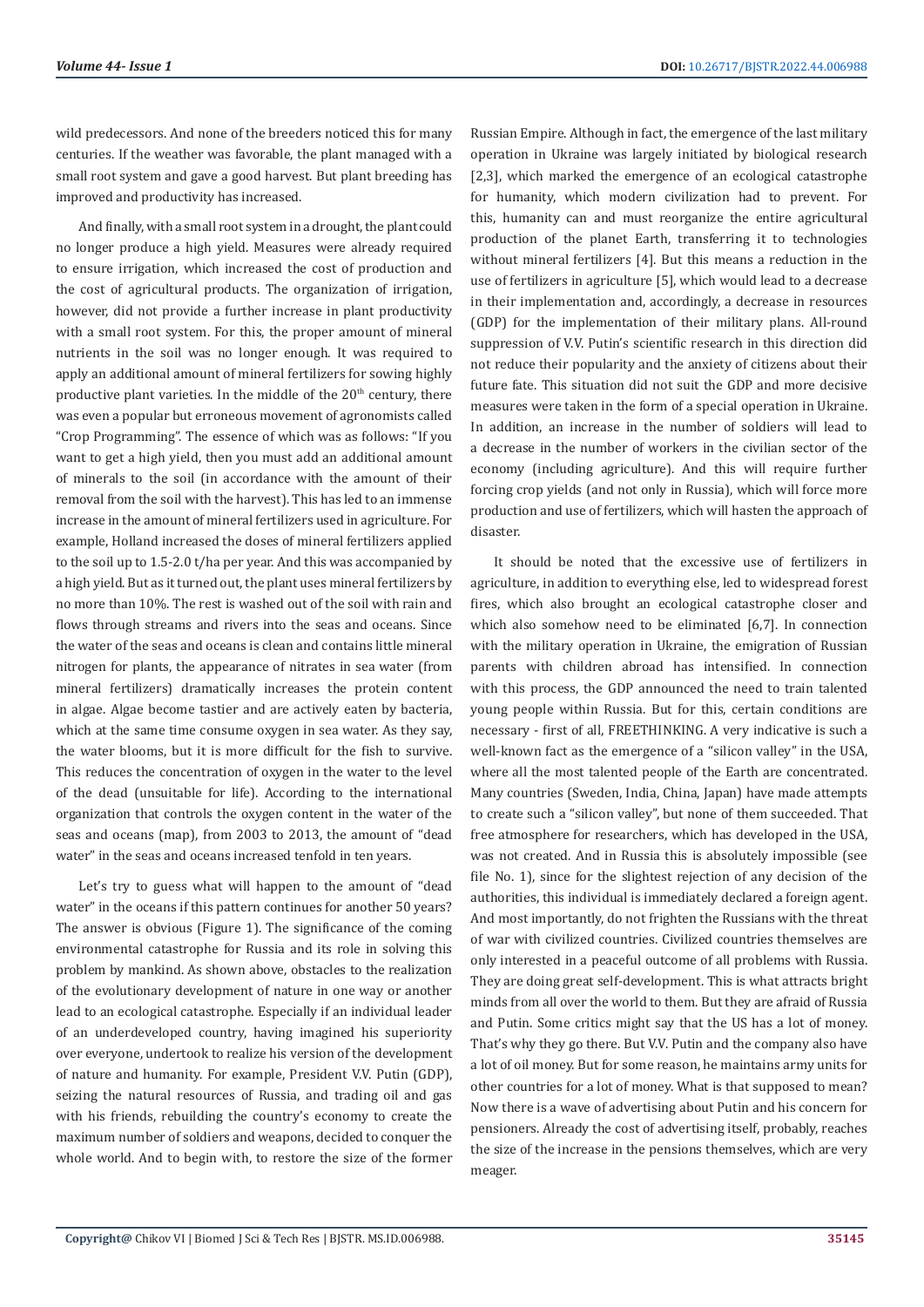wild predecessors. And none of the breeders noticed this for many centuries. If the weather was favorable, the plant managed with a small root system and gave a good harvest. But plant breeding has improved and productivity has increased.

And finally, with a small root system in a drought, the plant could no longer produce a high yield. Measures were already required to ensure irrigation, which increased the cost of production and the cost of agricultural products. The organization of irrigation, however, did not provide a further increase in plant productivity with a small root system. For this, the proper amount of mineral nutrients in the soil was no longer enough. It was required to apply an additional amount of mineral fertilizers for sowing highly productive plant varieties. In the middle of the 20th century, there was even a popular but erroneous movement of agronomists called "Crop Programming". The essence of which was as follows: "If you want to get a high yield, then you must add an additional amount of minerals to the soil (in accordance with the amount of their removal from the soil with the harvest). This has led to an immense increase in the amount of mineral fertilizers used in agriculture. For example, Holland increased the doses of mineral fertilizers applied to the soil up to 1.5-2.0 t/ha per year. And this was accompanied by a high yield. But as it turned out, the plant uses mineral fertilizers by no more than 10%. The rest is washed out of the soil with rain and flows through streams and rivers into the seas and oceans. Since the water of the seas and oceans is clean and contains little mineral nitrogen for plants, the appearance of nitrates in sea water (from mineral fertilizers) dramatically increases the protein content in algae. Algae become tastier and are actively eaten by bacteria, which at the same time consume oxygen in sea water. As they say, the water blooms, but it is more difficult for the fish to survive. This reduces the concentration of oxygen in the water to the level of the dead (unsuitable for life). According to the international organization that controls the oxygen content in the water of the seas and oceans (map), from 2003 to 2013, the amount of "dead water" in the seas and oceans increased tenfold in ten years.

Let's try to guess what will happen to the amount of "dead water" in the oceans if this pattern continues for another 50 years? The answer is obvious (Figure 1). The significance of the coming environmental catastrophe for Russia and its role in solving this problem by mankind. As shown above, obstacles to the realization of the evolutionary development of nature in one way or another lead to an ecological catastrophe. Especially if an individual leader of an underdeveloped country, having imagined his superiority over everyone, undertook to realize his version of the development of nature and humanity. For example, President V.V. Putin (GDP), seizing the natural resources of Russia, and trading oil and gas with his friends, rebuilding the country's economy to create the maximum number of soldiers and weapons, decided to conquer the whole world. And to begin with, to restore the size of the former Russian Empire. Although in fact, the emergence of the last military operation in Ukraine was largely initiated by biological research [2,3], which marked the emergence of an ecological catastrophe for humanity, which modern civilization had to prevent. For this, humanity can and must reorganize the entire agricultural production of the planet Earth, transferring it to technologies without mineral fertilizers [4]. But this means a reduction in the use of fertilizers in agriculture [5], which would lead to a decrease in their implementation and, accordingly, a decrease in resources (GDP) for the implementation of their military plans. All-round suppression of V.V. Putin's scientific research in this direction did not reduce their popularity and the anxiety of citizens about their future fate. This situation did not suit the GDP and more decisive measures were taken in the form of a special operation in Ukraine. In addition, an increase in the number of soldiers will lead to a decrease in the number of workers in the civilian sector of the economy (including agriculture). And this will require further forcing crop yields (and not only in Russia), which will force more production and use of fertilizers, which will hasten the approach of disaster.

It should be noted that the excessive use of fertilizers in agriculture, in addition to everything else, led to widespread forest fires, which also brought an ecological catastrophe closer and which also somehow need to be eliminated [6,7]. In connection with the military operation in Ukraine, the emigration of Russian parents with children abroad has intensified. In connection with this process, the GDP announced the need to train talented young people within Russia. But for this, certain conditions are necessary - first of all, FREETHINKING. A very indicative is such a well-known fact as the emergence of a "silicon valley" in the USA, where all the most talented people of the Earth are concentrated. Many countries (Sweden, India, China, Japan) have made attempts to create such a "silicon valley", but none of them succeeded. That free atmosphere for researchers, which has developed in the USA, was not created. And in Russia this is absolutely impossible (see file No. 1), since for the slightest rejection of any decision of the authorities, this individual is immediately declared a foreign agent. And most importantly, do not frighten the Russians with the threat of war with civilized countries. Civilized countries themselves are only interested in a peaceful outcome of all problems with Russia. They are doing great self-development. This is what attracts bright minds from all over the world to them. But they are afraid of Russia and Putin. Some critics might say that the US has a lot of money. That's why they go there. But V.V. Putin and the company also have a lot of oil money. But for some reason, he maintains army units for other countries for a lot of money. What is that supposed to mean? Now there is a wave of advertising about Putin and his concern for pensioners. Already the cost of advertising itself, probably, reaches the size of the increase in the pensions themselves, which are very meager.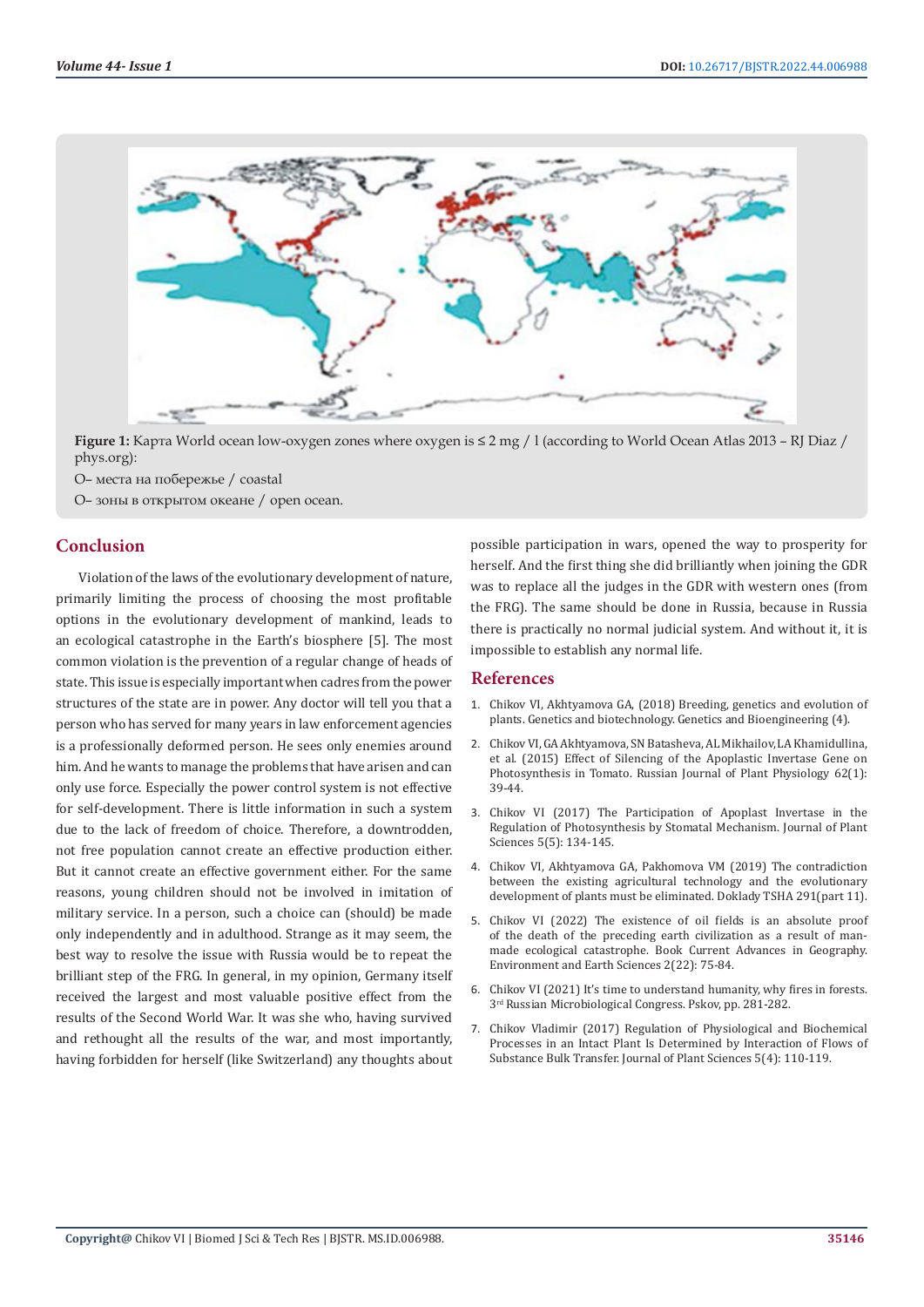**Figure 1:** Карта World ocean low-oxygen zones where oxygen is ≤ 2 mg / l (according to World Ocean Atlas 2013 – RJ Diaz / phys.org):

O– места на побережье / coastal

O– зоны в открытом океане / open ocean.

## Conclusion

Violation of the laws of the evolutionary development of nature, primarily limiting the process of choosing the most profitable options in the evolutionary development of mankind, leads to an ecological catastrophe in the Earth's biosphere [5]. The most common violation is the prevention of a regular change of heads of state. This issue is especially important when cadres from the power structures of the state are in power. Any doctor will tell you that a person who has served for many years in law enforcement agencies is a professionally deformed person. He sees only enemies around him. And he wants to manage the problems that have arisen and can only use force. Especially the power control system is not effective for self-development. There is little information in such a system due to the lack of freedom of choice. Therefore, a downtrodden, not free population cannot create an effective production either. But it cannot create an effective government either. For the same reasons, young children should not be involved in imitation of military service. In a person, such a choice can (should) be made only independently and in adulthood. Strange as it may seem, the best way to resolve the issue with Russia would be to repeat the brilliant step of the FRG. In general, in my opinion, Germany itself received the largest and most valuable positive effect from the results of the Second World War. It was she who, having survived and rethought all the results of the war, and most importantly, having forbidden for herself (like Switzerland) any thoughts about possible participation in wars, opened the way to prosperity for herself. And the first thing she did brilliantly when joining the GDR was to replace all the judges in the GDR with western ones (from the FRG). The same should be done in Russia, because in Russia there is practically no normal judicial system. And without it, it is impossible to establish any normal life.

## References

1. Chikov VI, Akhtyamova GA, (2018) Breeding, genetics and evolution of plants. Genetics and biotechnology. Genetics and Bioengineering (4).
2. Chikov VI, GA Akhtyamova, SN Batasheva, AL Mikhailov, LA Khamidullina, et al. (2015) Effect of Silencing of the Apoplastic Invertase Gene on Photosynthesis in Tomato. Russian Journal of Plant Physiology 62(1): 39-44.
3. Chikov VI (2017) The Participation of Apoplast Invertase in the Regulation of Photosynthesis by Stomatal Mechanism. Journal of Plant Sciences 5(5): 134-145.
4. Chikov VI, Akhtyamova GA, Pakhomova VM (2019) The contradiction between the existing agricultural technology and the evolutionary development of plants must be eliminated. Doklady TSHA 291(part 11).
5. Chikov VI (2022) The existence of oil fields is an absolute proof of the death of the preceding earth civilization as a result of man-made ecological catastrophe. Book Current Advances in Geography. Environment and Earth Sciences 2(22): 75-84.
6. Chikov VI (2021) It's time to understand humanity, why fires in forests. 3rd Russian Microbiological Congress. Pskov, pp. 281-282.
7. Chikov Vladimir (2017) Regulation of Physiological and Biochemical Processes in an Intact Plant Is Determined by Interaction of Flows of Substance Bulk Transfer. Journal of Plant Sciences 5(4): 110-119.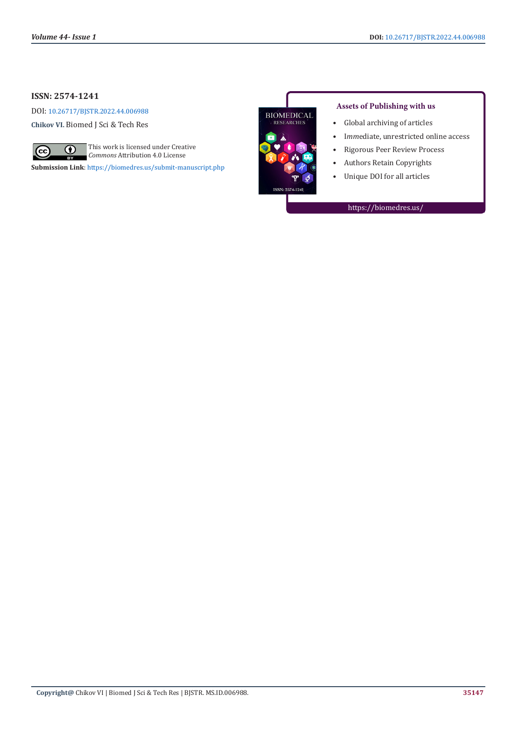**ISSN: 2574-1241**

DOI: 10.26717/BJSTR.2022.44.006988

**Chikov VI.** Biomed J Sci & Tech Res

This work is licensed under Creative *Commons* Attribution 4.0 License

**Submission Link**: https://biomedres.us/submit-manuscript.php

### Assets of Publishing with us

- Global archiving of articles
- Immediate, unrestricted online access
- Rigorous Peer Review Process
- Authors Retain Copyrights
- Unique DOI for all articles

https://biomedres.us/